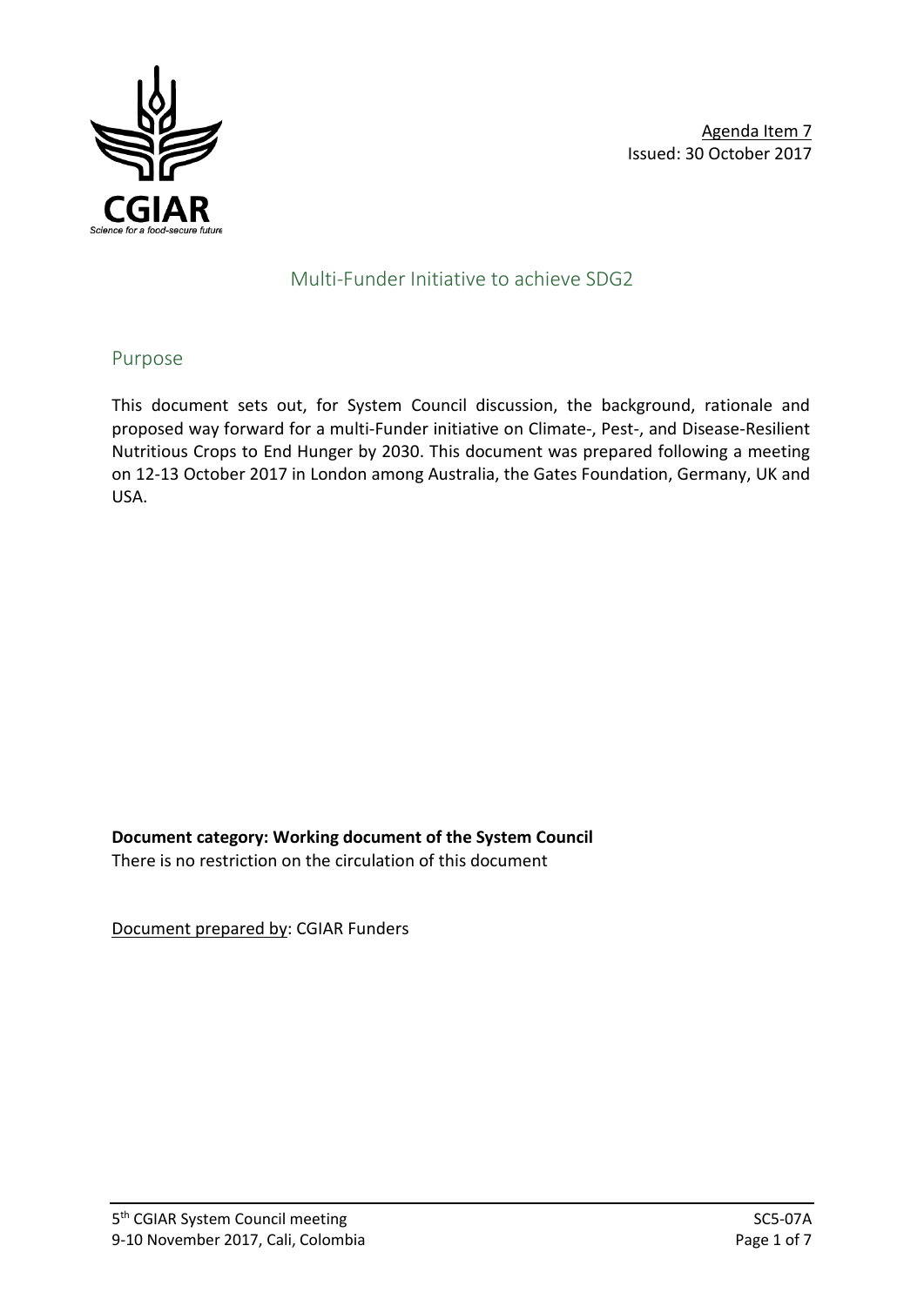Agenda Item 7
Issued: 30 October 2017

# Multi-Funder Initiative to achieve SDG2

## Purpose

This document sets out, for System Council discussion, the background, rationale and proposed way forward for a multi-Funder initiative on Climate-, Pest-, and Disease-Resilient Nutritious Crops to End Hunger by 2030. This document was prepared following a meeting on 12-13 October 2017 in London among Australia, the Gates Foundation, Germany, UK and USA.

**Document category: Working document of the System Council**
There is no restriction on the circulation of this document

Document prepared by: CGIAR Funders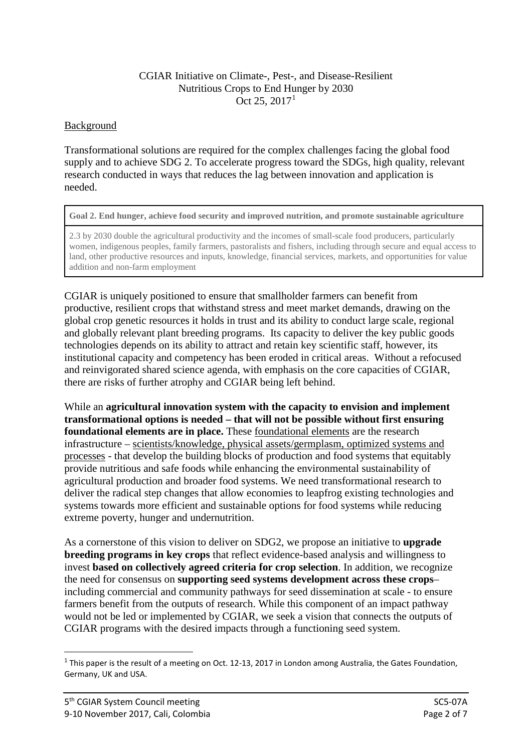CGIAR Initiative on Climate-, Pest-, and Disease-Resilient Nutritious Crops to End Hunger by 2030
Oct 25, 2017[1]

Background

Transformational solutions are required for the complex challenges facing the global food supply and to achieve SDG 2. To accelerate progress toward the SDGs, high quality, relevant research conducted in ways that reduces the lag between innovation and application is needed.

| **Goal 2. End hunger, achieve food security and improved nutrition, and promote sustainable agriculture** |
| --- |
| 2.3 by 2030 double the agricultural productivity and the incomes of small-scale food producers, particularly women, indigenous peoples, family farmers, pastoralists and fishers, including through secure and equal access to land, other productive resources and inputs, knowledge, financial services, markets, and opportunities for value addition and non-farm employment |

CGIAR is uniquely positioned to ensure that smallholder farmers can benefit from productive, resilient crops that withstand stress and meet market demands, drawing on the global crop genetic resources it holds in trust and its ability to conduct large scale, regional and globally relevant plant breeding programs. Its capacity to deliver the key public goods technologies depends on its ability to attract and retain key scientific staff, however, its institutional capacity and competency has been eroded in critical areas. Without a refocused and reinvigorated shared science agenda, with emphasis on the core capacities of CGIAR, there are risks of further atrophy and CGIAR being left behind.

While an **agricultural innovation system with the capacity to envision and implement transformational options is needed – that will not be possible without first ensuring foundational elements are in place.** These foundational elements are the research infrastructure – scientists/knowledge, physical assets/germplasm, optimized systems and processes - that develop the building blocks of production and food systems that equitably provide nutritious and safe foods while enhancing the environmental sustainability of agricultural production and broader food systems. We need transformational research to deliver the radical step changes that allow economies to leapfrog existing technologies and systems towards more efficient and sustainable options for food systems while reducing extreme poverty, hunger and undernutrition.

As a cornerstone of this vision to deliver on SDG2, we propose an initiative to **upgrade breeding programs in key crops** that reflect evidence-based analysis and willingness to invest **based on collectively agreed criteria for crop selection**. In addition, we recognize the need for consensus on **supporting seed systems development across these crops**– including commercial and community pathways for seed dissemination at scale - to ensure farmers benefit from the outputs of research. While this component of an impact pathway would not be led or implemented by CGIAR, we seek a vision that connects the outputs of CGIAR programs with the desired impacts through a functioning seed system.

[1] This paper is the result of a meeting on Oct. 12-13, 2017 in London among Australia, the Gates Foundation, Germany, UK and USA.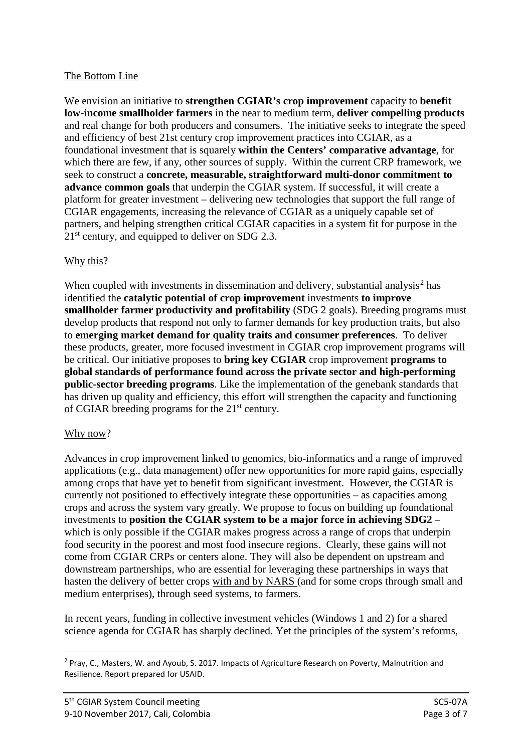The Bottom Line

We envision an initiative to **strengthen CGIAR's crop improvement** capacity to **benefit low-income smallholder farmers** in the near to medium term, **deliver compelling products** and real change for both producers and consumers. The initiative seeks to integrate the speed and efficiency of best 21st century crop improvement practices into CGIAR, as a foundational investment that is squarely **within the Centers' comparative advantage**, for which there are few, if any, other sources of supply. Within the current CRP framework, we seek to construct a **concrete, measurable, straightforward multi-donor commitment to advance common goals** that underpin the CGIAR system. If successful, it will create a platform for greater investment – delivering new technologies that support the full range of CGIAR engagements, increasing the relevance of CGIAR as a uniquely capable set of partners, and helping strengthen critical CGIAR capacities in a system fit for purpose in the 21st century, and equipped to deliver on SDG 2.3.

Why this?

When coupled with investments in dissemination and delivery, substantial analysis[2] has identified the **catalytic potential of crop improvement** investments **to improve smallholder farmer productivity and profitability** (SDG 2 goals). Breeding programs must develop products that respond not only to farmer demands for key production traits, but also to **emerging market demand for quality traits and consumer preferences**. To deliver these products, greater, more focused investment in CGIAR crop improvement programs will be critical. Our initiative proposes to **bring key CGIAR** crop improvement **programs to global standards of performance found across the private sector and high-performing public-sector breeding programs**. Like the implementation of the genebank standards that has driven up quality and efficiency, this effort will strengthen the capacity and functioning of CGIAR breeding programs for the 21st century.

Why now?

Advances in crop improvement linked to genomics, bio-informatics and a range of improved applications (e.g., data management) offer new opportunities for more rapid gains, especially among crops that have yet to benefit from significant investment. However, the CGIAR is currently not positioned to effectively integrate these opportunities – as capacities among crops and across the system vary greatly. We propose to focus on building up foundational investments to **position the CGIAR system to be a major force in achieving SDG2** – which is only possible if the CGIAR makes progress across a range of crops that underpin food security in the poorest and most food insecure regions. Clearly, these gains will not come from CGIAR CRPs or centers alone. They will also be dependent on upstream and downstream partnerships, who are essential for leveraging these partnerships in ways that hasten the delivery of better crops with and by NARS (and for some crops through small and medium enterprises), through seed systems, to farmers.

In recent years, funding in collective investment vehicles (Windows 1 and 2) for a shared science agenda for CGIAR has sharply declined. Yet the principles of the system's reforms,

[2] Pray, C., Masters, W. and Ayoub, S. 2017. Impacts of Agriculture Research on Poverty, Malnutrition and Resilience. Report prepared for USAID.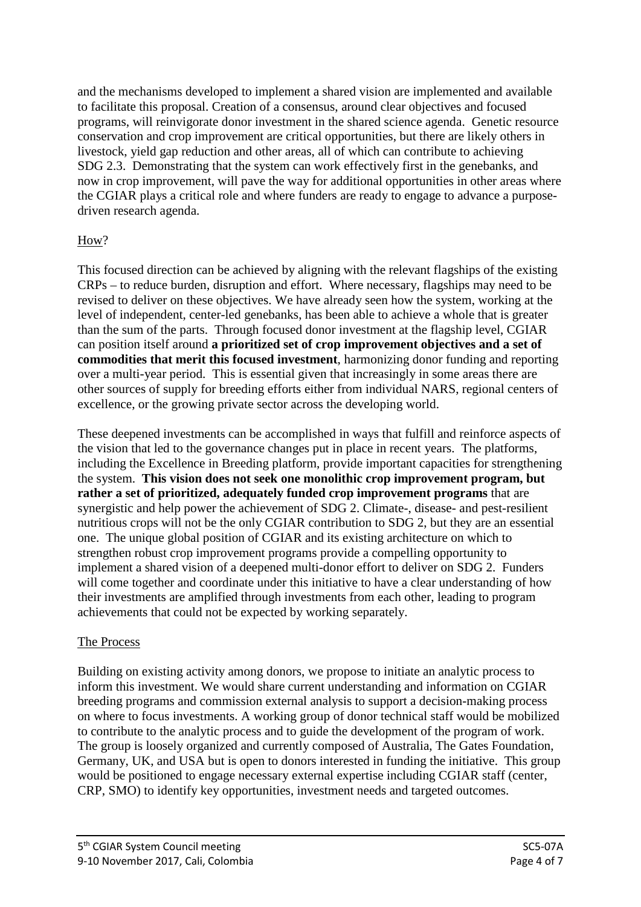and the mechanisms developed to implement a shared vision are implemented and available to facilitate this proposal. Creation of a consensus, around clear objectives and focused programs, will reinvigorate donor investment in the shared science agenda. Genetic resource conservation and crop improvement are critical opportunities, but there are likely others in livestock, yield gap reduction and other areas, all of which can contribute to achieving SDG 2.3. Demonstrating that the system can work effectively first in the genebanks, and now in crop improvement, will pave the way for additional opportunities in other areas where the CGIAR plays a critical role and where funders are ready to engage to advance a purpose-driven research agenda.

## How?

This focused direction can be achieved by aligning with the relevant flagships of the existing CRPs – to reduce burden, disruption and effort. Where necessary, flagships may need to be revised to deliver on these objectives. We have already seen how the system, working at the level of independent, center-led genebanks, has been able to achieve a whole that is greater than the sum of the parts. Through focused donor investment at the flagship level, CGIAR can position itself around **a prioritized set of crop improvement objectives and a set of commodities that merit this focused investment**, harmonizing donor funding and reporting over a multi-year period. This is essential given that increasingly in some areas there are other sources of supply for breeding efforts either from individual NARS, regional centers of excellence, or the growing private sector across the developing world.

These deepened investments can be accomplished in ways that fulfill and reinforce aspects of the vision that led to the governance changes put in place in recent years. The platforms, including the Excellence in Breeding platform, provide important capacities for strengthening the system. **This vision does not seek one monolithic crop improvement program, but rather a set of prioritized, adequately funded crop improvement programs** that are synergistic and help power the achievement of SDG 2. Climate-, disease- and pest-resilient nutritious crops will not be the only CGIAR contribution to SDG 2, but they are an essential one. The unique global position of CGIAR and its existing architecture on which to strengthen robust crop improvement programs provide a compelling opportunity to implement a shared vision of a deepened multi-donor effort to deliver on SDG 2. Funders will come together and coordinate under this initiative to have a clear understanding of how their investments are amplified through investments from each other, leading to program achievements that could not be expected by working separately.

## The Process

Building on existing activity among donors, we propose to initiate an analytic process to inform this investment. We would share current understanding and information on CGIAR breeding programs and commission external analysis to support a decision-making process on where to focus investments. A working group of donor technical staff would be mobilized to contribute to the analytic process and to guide the development of the program of work. The group is loosely organized and currently composed of Australia, The Gates Foundation, Germany, UK, and USA but is open to donors interested in funding the initiative. This group would be positioned to engage necessary external expertise including CGIAR staff (center, CRP, SMO) to identify key opportunities, investment needs and targeted outcomes.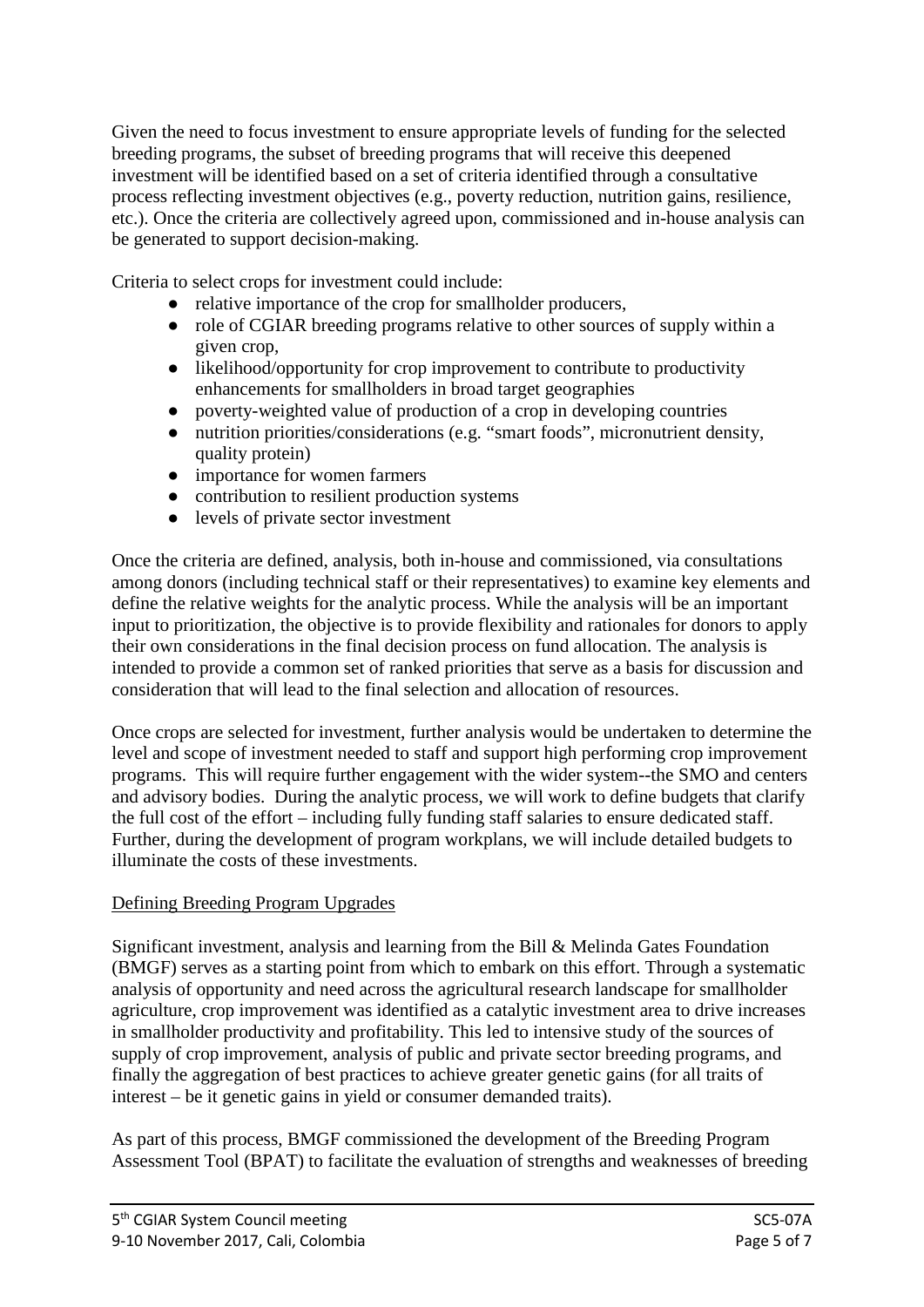Given the need to focus investment to ensure appropriate levels of funding for the selected breeding programs, the subset of breeding programs that will receive this deepened investment will be identified based on a set of criteria identified through a consultative process reflecting investment objectives (e.g., poverty reduction, nutrition gains, resilience, etc.). Once the criteria are collectively agreed upon, commissioned and in-house analysis can be generated to support decision-making.

Criteria to select crops for investment could include:

- relative importance of the crop for smallholder producers,
- role of CGIAR breeding programs relative to other sources of supply within a given crop,
- likelihood/opportunity for crop improvement to contribute to productivity enhancements for smallholders in broad target geographies
- poverty-weighted value of production of a crop in developing countries
- nutrition priorities/considerations (e.g. "smart foods", micronutrient density, quality protein)
- importance for women farmers
- contribution to resilient production systems
- levels of private sector investment

Once the criteria are defined, analysis, both in-house and commissioned, via consultations among donors (including technical staff or their representatives) to examine key elements and define the relative weights for the analytic process. While the analysis will be an important input to prioritization, the objective is to provide flexibility and rationales for donors to apply their own considerations in the final decision process on fund allocation. The analysis is intended to provide a common set of ranked priorities that serve as a basis for discussion and consideration that will lead to the final selection and allocation of resources.

Once crops are selected for investment, further analysis would be undertaken to determine the level and scope of investment needed to staff and support high performing crop improvement programs. This will require further engagement with the wider system--the SMO and centers and advisory bodies. During the analytic process, we will work to define budgets that clarify the full cost of the effort – including fully funding staff salaries to ensure dedicated staff. Further, during the development of program workplans, we will include detailed budgets to illuminate the costs of these investments.

## Defining Breeding Program Upgrades

Significant investment, analysis and learning from the Bill & Melinda Gates Foundation (BMGF) serves as a starting point from which to embark on this effort. Through a systematic analysis of opportunity and need across the agricultural research landscape for smallholder agriculture, crop improvement was identified as a catalytic investment area to drive increases in smallholder productivity and profitability. This led to intensive study of the sources of supply of crop improvement, analysis of public and private sector breeding programs, and finally the aggregation of best practices to achieve greater genetic gains (for all traits of interest – be it genetic gains in yield or consumer demanded traits).

As part of this process, BMGF commissioned the development of the Breeding Program Assessment Tool (BPAT) to facilitate the evaluation of strengths and weaknesses of breeding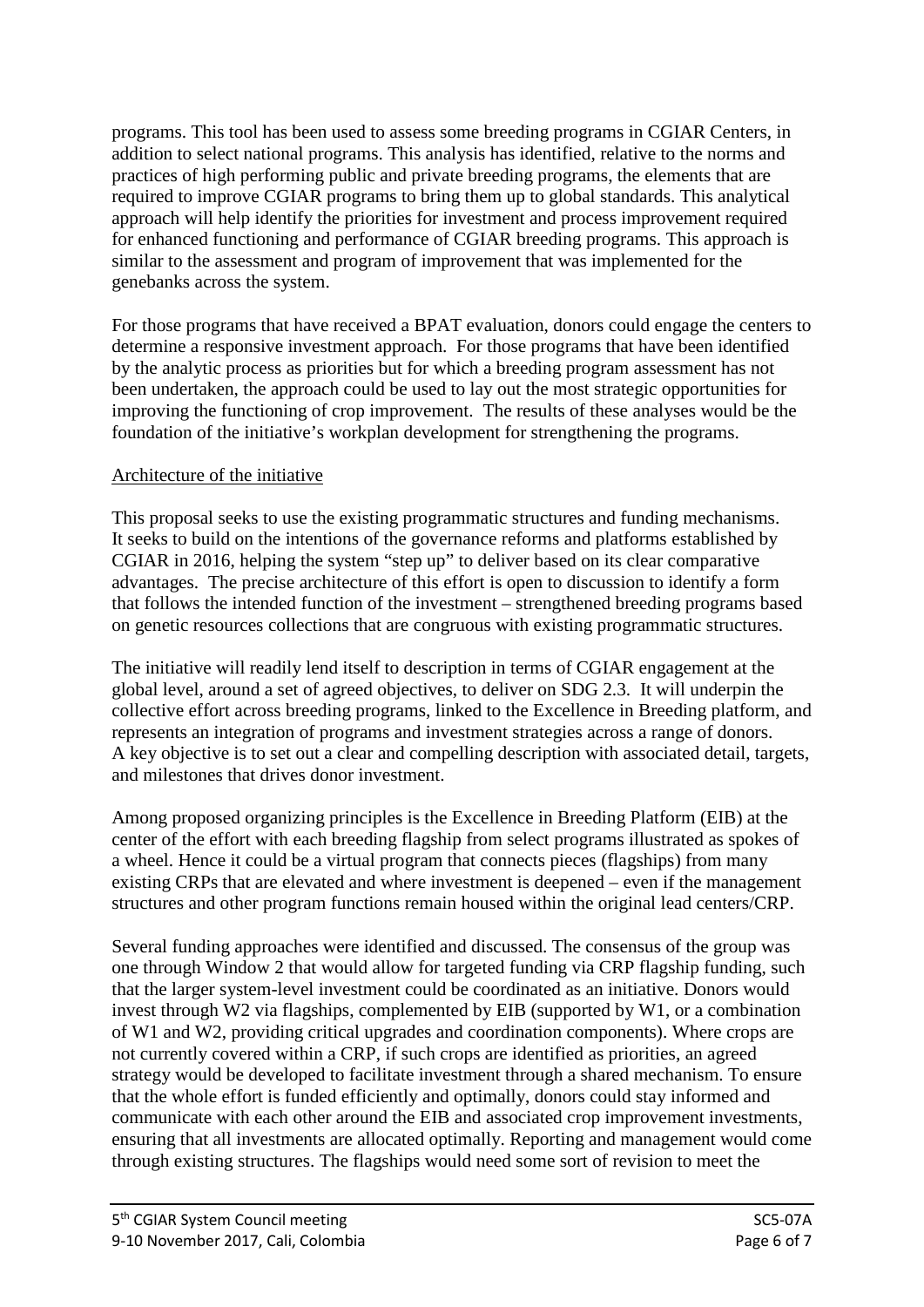programs. This tool has been used to assess some breeding programs in CGIAR Centers, in addition to select national programs. This analysis has identified, relative to the norms and practices of high performing public and private breeding programs, the elements that are required to improve CGIAR programs to bring them up to global standards. This analytical approach will help identify the priorities for investment and process improvement required for enhanced functioning and performance of CGIAR breeding programs. This approach is similar to the assessment and program of improvement that was implemented for the genebanks across the system.

For those programs that have received a BPAT evaluation, donors could engage the centers to determine a responsive investment approach. For those programs that have been identified by the analytic process as priorities but for which a breeding program assessment has not been undertaken, the approach could be used to lay out the most strategic opportunities for improving the functioning of crop improvement. The results of these analyses would be the foundation of the initiative's workplan development for strengthening the programs.

Architecture of the initiative

This proposal seeks to use the existing programmatic structures and funding mechanisms. It seeks to build on the intentions of the governance reforms and platforms established by CGIAR in 2016, helping the system "step up" to deliver based on its clear comparative advantages. The precise architecture of this effort is open to discussion to identify a form that follows the intended function of the investment – strengthened breeding programs based on genetic resources collections that are congruous with existing programmatic structures.

The initiative will readily lend itself to description in terms of CGIAR engagement at the global level, around a set of agreed objectives, to deliver on SDG 2.3. It will underpin the collective effort across breeding programs, linked to the Excellence in Breeding platform, and represents an integration of programs and investment strategies across a range of donors. A key objective is to set out a clear and compelling description with associated detail, targets, and milestones that drives donor investment.

Among proposed organizing principles is the Excellence in Breeding Platform (EIB) at the center of the effort with each breeding flagship from select programs illustrated as spokes of a wheel. Hence it could be a virtual program that connects pieces (flagships) from many existing CRPs that are elevated and where investment is deepened – even if the management structures and other program functions remain housed within the original lead centers/CRP.

Several funding approaches were identified and discussed. The consensus of the group was one through Window 2 that would allow for targeted funding via CRP flagship funding, such that the larger system-level investment could be coordinated as an initiative. Donors would invest through W2 via flagships, complemented by EIB (supported by W1, or a combination of W1 and W2, providing critical upgrades and coordination components). Where crops are not currently covered within a CRP, if such crops are identified as priorities, an agreed strategy would be developed to facilitate investment through a shared mechanism. To ensure that the whole effort is funded efficiently and optimally, donors could stay informed and communicate with each other around the EIB and associated crop improvement investments, ensuring that all investments are allocated optimally. Reporting and management would come through existing structures. The flagships would need some sort of revision to meet the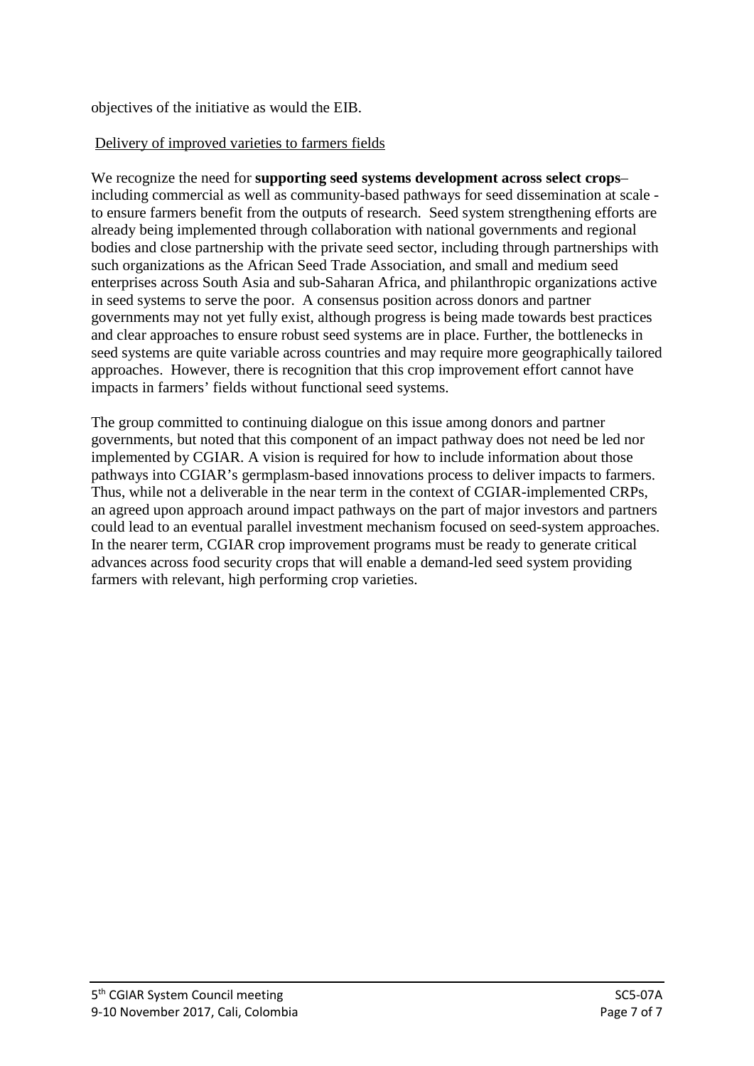objectives of the initiative as would the EIB.

Delivery of improved varieties to farmers fields

We recognize the need for **supporting seed systems development across select crops**– including commercial as well as community-based pathways for seed dissemination at scale - to ensure farmers benefit from the outputs of research. Seed system strengthening efforts are already being implemented through collaboration with national governments and regional bodies and close partnership with the private seed sector, including through partnerships with such organizations as the African Seed Trade Association, and small and medium seed enterprises across South Asia and sub-Saharan Africa, and philanthropic organizations active in seed systems to serve the poor. A consensus position across donors and partner governments may not yet fully exist, although progress is being made towards best practices and clear approaches to ensure robust seed systems are in place. Further, the bottlenecks in seed systems are quite variable across countries and may require more geographically tailored approaches. However, there is recognition that this crop improvement effort cannot have impacts in farmers' fields without functional seed systems.

The group committed to continuing dialogue on this issue among donors and partner governments, but noted that this component of an impact pathway does not need be led nor implemented by CGIAR. A vision is required for how to include information about those pathways into CGIAR's germplasm-based innovations process to deliver impacts to farmers. Thus, while not a deliverable in the near term in the context of CGIAR-implemented CRPs, an agreed upon approach around impact pathways on the part of major investors and partners could lead to an eventual parallel investment mechanism focused on seed-system approaches. In the nearer term, CGIAR crop improvement programs must be ready to generate critical advances across food security crops that will enable a demand-led seed system providing farmers with relevant, high performing crop varieties.